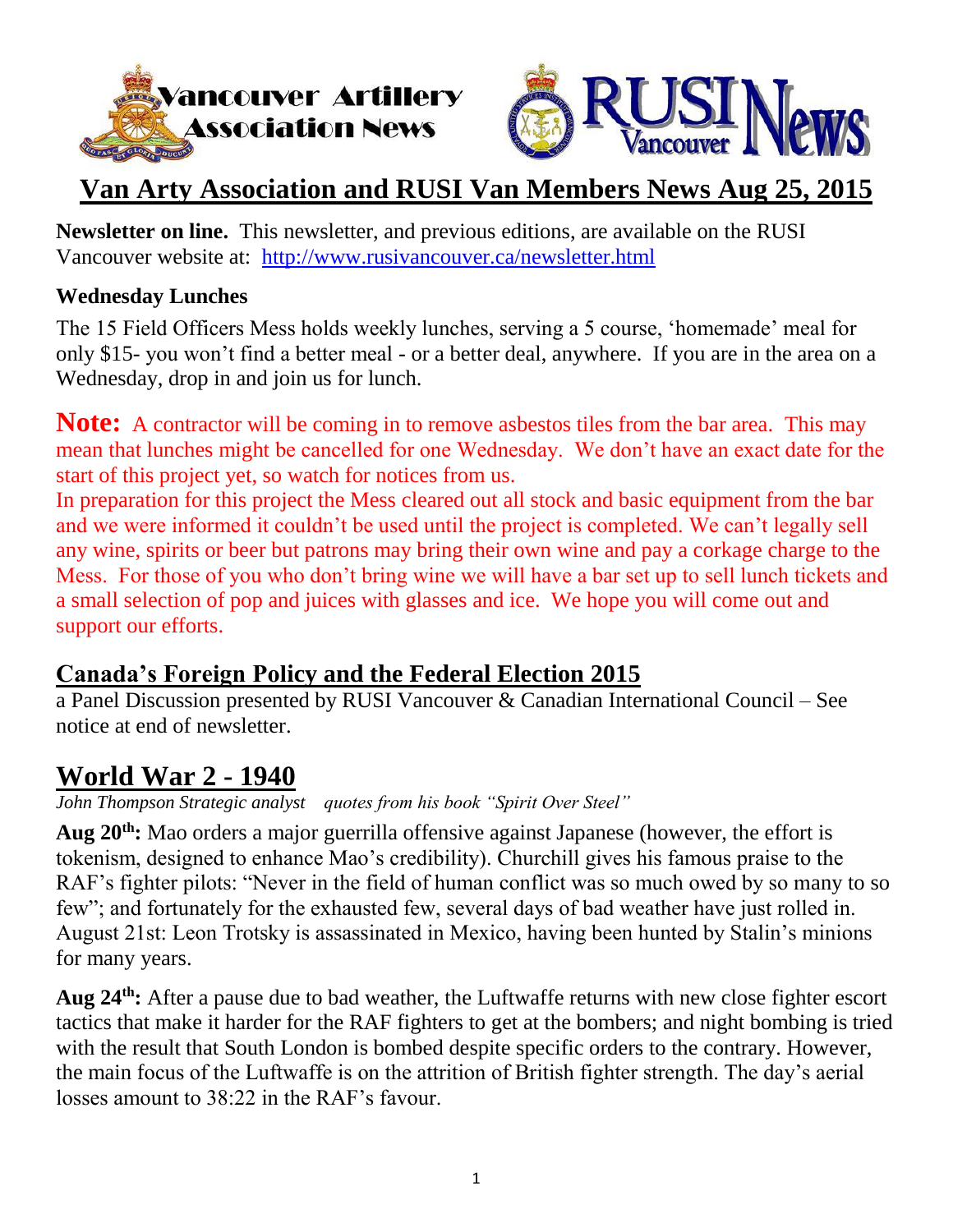Vancouver Artillery Association News

RUSI Vancouver News

# Van Arty Association and RUSI Van Members News Aug 25, 2015

**Newsletter on line.** This newsletter, and previous editions, are available on the RUSI Vancouver website at: http://www.rusivancouver.ca/newsletter.html

**Wednesday Lunches**

The 15 Field Officers Mess holds weekly lunches, serving a 5 course, 'homemade' meal for only $15- you won't find a better meal - or a better deal, anywhere. If you are in the area on a Wednesday, drop in and join us for lunch.

**Note:** A contractor will be coming in to remove asbestos tiles from the bar area. This may mean that lunches might be cancelled for one Wednesday. We don't have an exact date for the start of this project yet, so watch for notices from us.

In preparation for this project the Mess cleared out all stock and basic equipment from the bar and we were informed it couldn't be used until the project is completed. We can't legally sell any wine, spirits or beer but patrons may bring their own wine and pay a corkage charge to the Mess. For those of you who don't bring wine we will have a bar set up to sell lunch tickets and a small selection of pop and juices with glasses and ice. We hope you will come out and support our efforts.

## Canada's Foreign Policy and the Federal Election 2015

a Panel Discussion presented by RUSI Vancouver & Canadian International Council – See notice at end of newsletter.

## World War 2 - 1940

*John Thompson Strategic analyst quotes from his book "Spirit Over Steel"*

**Aug 20th:** Mao orders a major guerrilla offensive against Japanese (however, the effort is tokenism, designed to enhance Mao's credibility). Churchill gives his famous praise to the RAF's fighter pilots: "Never in the field of human conflict was so much owed by so many to so few"; and fortunately for the exhausted few, several days of bad weather have just rolled in. August 21st: Leon Trotsky is assassinated in Mexico, having been hunted by Stalin's minions for many years.

**Aug 24th:** After a pause due to bad weather, the Luftwaffe returns with new close fighter escort tactics that make it harder for the RAF fighters to get at the bombers; and night bombing is tried with the result that South London is bombed despite specific orders to the contrary. However, the main focus of the Luftwaffe is on the attrition of British fighter strength. The day's aerial losses amount to 38:22 in the RAF's favour.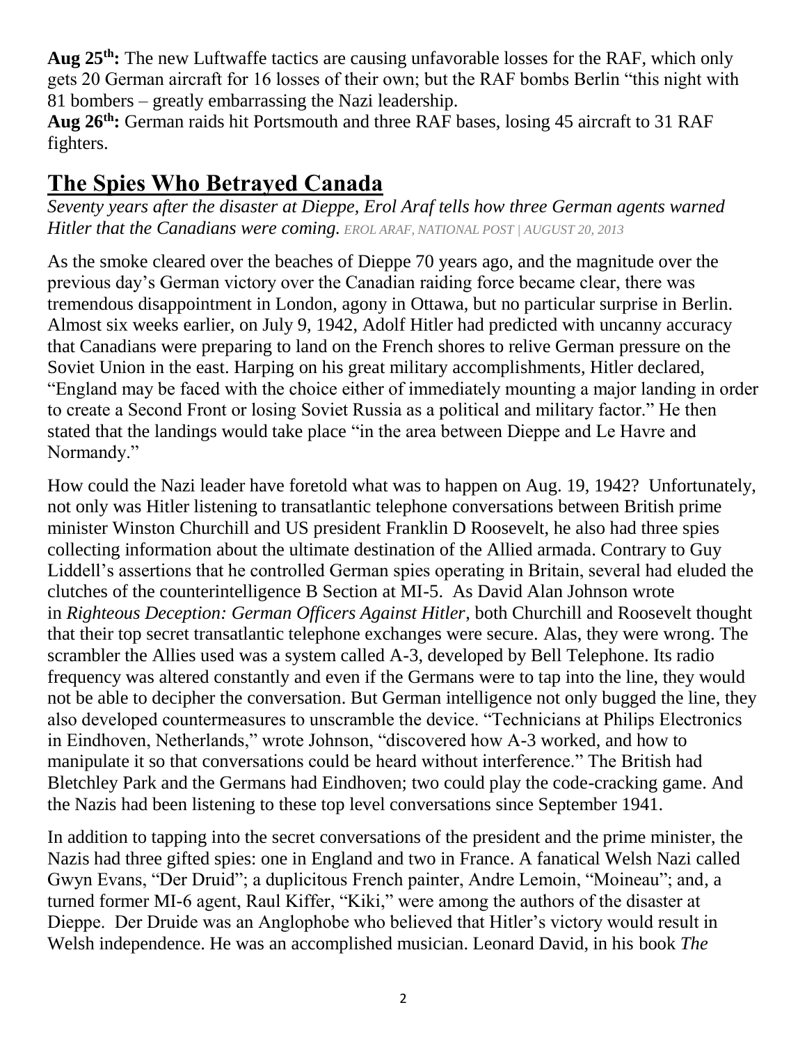**Aug 25th:** The new Luftwaffe tactics are causing unfavorable losses for the RAF, which only gets 20 German aircraft for 16 losses of their own; but the RAF bombs Berlin "this night with 81 bombers – greatly embarrassing the Nazi leadership.

**Aug 26th:** German raids hit Portsmouth and three RAF bases, losing 45 aircraft to 31 RAF fighters.

## The Spies Who Betrayed Canada

*Seventy years after the disaster at Dieppe, Erol Araf tells how three German agents warned Hitler that the Canadians were coming.* *EROL ARAF, NATIONAL POST | AUGUST 20, 2013*

As the smoke cleared over the beaches of Dieppe 70 years ago, and the magnitude over the previous day's German victory over the Canadian raiding force became clear, there was tremendous disappointment in London, agony in Ottawa, but no particular surprise in Berlin. Almost six weeks earlier, on July 9, 1942, Adolf Hitler had predicted with uncanny accuracy that Canadians were preparing to land on the French shores to relive German pressure on the Soviet Union in the east. Harping on his great military accomplishments, Hitler declared, "England may be faced with the choice either of immediately mounting a major landing in order to create a Second Front or losing Soviet Russia as a political and military factor." He then stated that the landings would take place "in the area between Dieppe and Le Havre and Normandy."

How could the Nazi leader have foretold what was to happen on Aug. 19, 1942? Unfortunately, not only was Hitler listening to transatlantic telephone conversations between British prime minister Winston Churchill and US president Franklin D Roosevelt, he also had three spies collecting information about the ultimate destination of the Allied armada. Contrary to Guy Liddell's assertions that he controlled German spies operating in Britain, several had eluded the clutches of the counterintelligence B Section at MI-5. As David Alan Johnson wrote in *Righteous Deception: German Officers Against Hitler*, both Churchill and Roosevelt thought that their top secret transatlantic telephone exchanges were secure. Alas, they were wrong. The scrambler the Allies used was a system called A-3, developed by Bell Telephone. Its radio frequency was altered constantly and even if the Germans were to tap into the line, they would not be able to decipher the conversation. But German intelligence not only bugged the line, they also developed countermeasures to unscramble the device. "Technicians at Philips Electronics in Eindhoven, Netherlands," wrote Johnson, "discovered how A-3 worked, and how to manipulate it so that conversations could be heard without interference." The British had Bletchley Park and the Germans had Eindhoven; two could play the code-cracking game. And the Nazis had been listening to these top level conversations since September 1941.

In addition to tapping into the secret conversations of the president and the prime minister, the Nazis had three gifted spies: one in England and two in France. A fanatical Welsh Nazi called Gwyn Evans, "Der Druid"; a duplicitous French painter, Andre Lemoin, "Moineau"; and, a turned former MI-6 agent, Raul Kiffer, "Kiki," were among the authors of the disaster at Dieppe. Der Druide was an Anglophobe who believed that Hitler's victory would result in Welsh independence. He was an accomplished musician. Leonard David, in his book *The*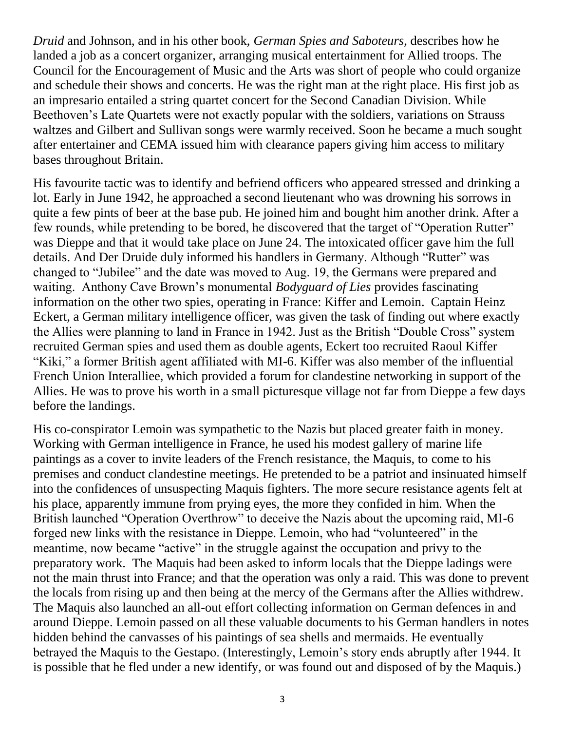*Druid* and Johnson, and in his other book, *German Spies and Saboteurs*, describes how he landed a job as a concert organizer, arranging musical entertainment for Allied troops. The Council for the Encouragement of Music and the Arts was short of people who could organize and schedule their shows and concerts. He was the right man at the right place. His first job as an impresario entailed a string quartet concert for the Second Canadian Division. While Beethoven's Late Quartets were not exactly popular with the soldiers, variations on Strauss waltzes and Gilbert and Sullivan songs were warmly received. Soon he became a much sought after entertainer and CEMA issued him with clearance papers giving him access to military bases throughout Britain.

His favourite tactic was to identify and befriend officers who appeared stressed and drinking a lot. Early in June 1942, he approached a second lieutenant who was drowning his sorrows in quite a few pints of beer at the base pub. He joined him and bought him another drink. After a few rounds, while pretending to be bored, he discovered that the target of "Operation Rutter" was Dieppe and that it would take place on June 24. The intoxicated officer gave him the full details. And Der Druide duly informed his handlers in Germany. Although "Rutter" was changed to "Jubilee" and the date was moved to Aug. 19, the Germans were prepared and waiting. Anthony Cave Brown's monumental *Bodyguard of Lies* provides fascinating information on the other two spies, operating in France: Kiffer and Lemoin. Captain Heinz Eckert, a German military intelligence officer, was given the task of finding out where exactly the Allies were planning to land in France in 1942. Just as the British "Double Cross" system recruited German spies and used them as double agents, Eckert too recruited Raoul Kiffer "Kiki," a former British agent affiliated with MI-6. Kiffer was also member of the influential French Union Interalliee, which provided a forum for clandestine networking in support of the Allies. He was to prove his worth in a small picturesque village not far from Dieppe a few days before the landings.

His co-conspirator Lemoin was sympathetic to the Nazis but placed greater faith in money. Working with German intelligence in France, he used his modest gallery of marine life paintings as a cover to invite leaders of the French resistance, the Maquis, to come to his premises and conduct clandestine meetings. He pretended to be a patriot and insinuated himself into the confidences of unsuspecting Maquis fighters. The more secure resistance agents felt at his place, apparently immune from prying eyes, the more they confided in him. When the British launched "Operation Overthrow" to deceive the Nazis about the upcoming raid, MI-6 forged new links with the resistance in Dieppe. Lemoin, who had "volunteered" in the meantime, now became "active" in the struggle against the occupation and privy to the preparatory work. The Maquis had been asked to inform locals that the Dieppe ladings were not the main thrust into France; and that the operation was only a raid. This was done to prevent the locals from rising up and then being at the mercy of the Germans after the Allies withdrew. The Maquis also launched an all-out effort collecting information on German defences in and around Dieppe. Lemoin passed on all these valuable documents to his German handlers in notes hidden behind the canvasses of his paintings of sea shells and mermaids. He eventually betrayed the Maquis to the Gestapo. (Interestingly, Lemoin's story ends abruptly after 1944. It is possible that he fled under a new identify, or was found out and disposed of by the Maquis.)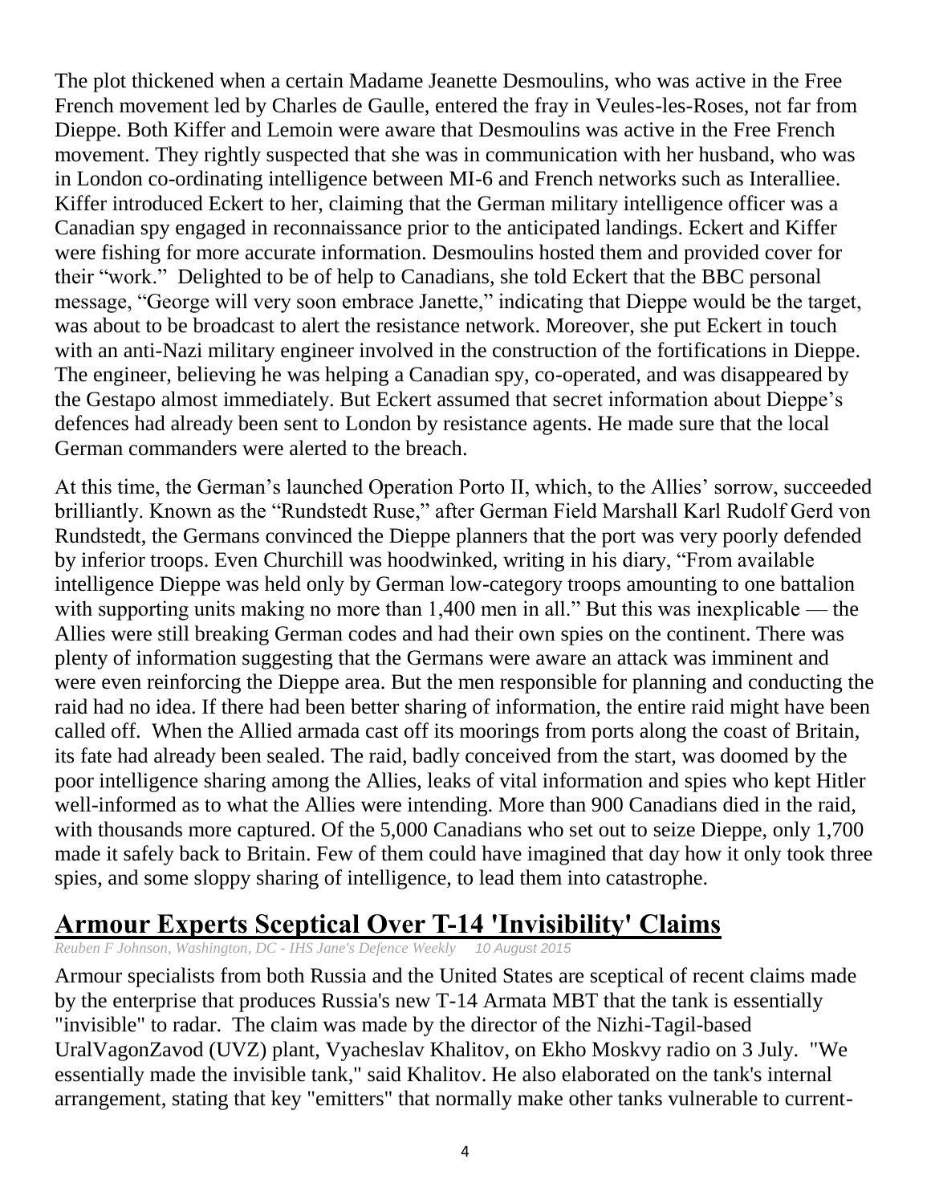The plot thickened when a certain Madame Jeanette Desmoulins, who was active in the Free French movement led by Charles de Gaulle, entered the fray in Veules-les-Roses, not far from Dieppe. Both Kiffer and Lemoin were aware that Desmoulins was active in the Free French movement. They rightly suspected that she was in communication with her husband, who was in London co-ordinating intelligence between MI-6 and French networks such as Interalliee. Kiffer introduced Eckert to her, claiming that the German military intelligence officer was a Canadian spy engaged in reconnaissance prior to the anticipated landings. Eckert and Kiffer were fishing for more accurate information. Desmoulins hosted them and provided cover for their "work." Delighted to be of help to Canadians, she told Eckert that the BBC personal message, "George will very soon embrace Janette," indicating that Dieppe would be the target, was about to be broadcast to alert the resistance network. Moreover, she put Eckert in touch with an anti-Nazi military engineer involved in the construction of the fortifications in Dieppe. The engineer, believing he was helping a Canadian spy, co-operated, and was disappeared by the Gestapo almost immediately. But Eckert assumed that secret information about Dieppe's defences had already been sent to London by resistance agents. He made sure that the local German commanders were alerted to the breach.

At this time, the German's launched Operation Porto II, which, to the Allies' sorrow, succeeded brilliantly. Known as the "Rundstedt Ruse," after German Field Marshall Karl Rudolf Gerd von Rundstedt, the Germans convinced the Dieppe planners that the port was very poorly defended by inferior troops. Even Churchill was hoodwinked, writing in his diary, "From available intelligence Dieppe was held only by German low-category troops amounting to one battalion with supporting units making no more than 1,400 men in all." But this was inexplicable — the Allies were still breaking German codes and had their own spies on the continent. There was plenty of information suggesting that the Germans were aware an attack was imminent and were even reinforcing the Dieppe area. But the men responsible for planning and conducting the raid had no idea. If there had been better sharing of information, the entire raid might have been called off. When the Allied armada cast off its moorings from ports along the coast of Britain, its fate had already been sealed. The raid, badly conceived from the start, was doomed by the poor intelligence sharing among the Allies, leaks of vital information and spies who kept Hitler well-informed as to what the Allies were intending. More than 900 Canadians died in the raid, with thousands more captured. Of the 5,000 Canadians who set out to seize Dieppe, only 1,700 made it safely back to Britain. Few of them could have imagined that day how it only took three spies, and some sloppy sharing of intelligence, to lead them into catastrophe.

## Armour Experts Sceptical Over T-14 'Invisibility' Claims

*Reuben F Johnson, Washington, DC - IHS Jane's Defence Weekly 10 August 2015*

Armour specialists from both Russia and the United States are sceptical of recent claims made by the enterprise that produces Russia's new T-14 Armata MBT that the tank is essentially "invisible" to radar. The claim was made by the director of the Nizhi-Tagil-based UralVagonZavod (UVZ) plant, Vyacheslav Khalitov, on Ekho Moskvy radio on 3 July. "We essentially made the invisible tank," said Khalitov. He also elaborated on the tank's internal arrangement, stating that key "emitters" that normally make other tanks vulnerable to current-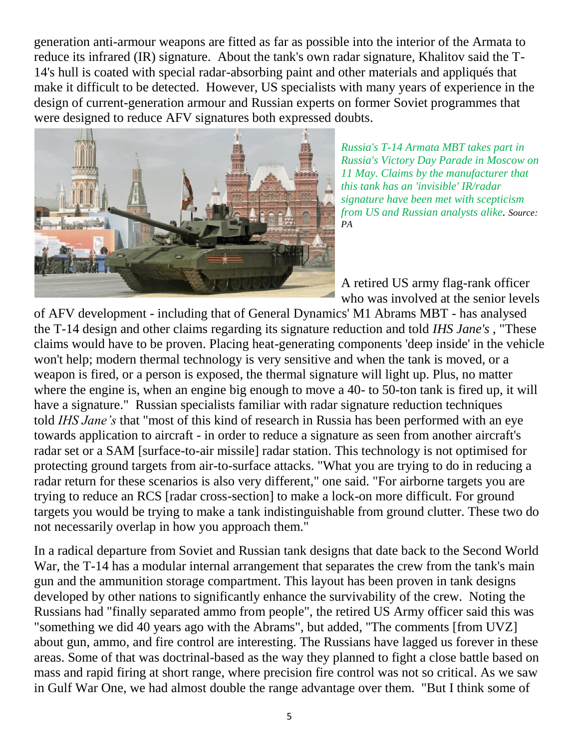generation anti-armour weapons are fitted as far as possible into the interior of the Armata to reduce its infrared (IR) signature. About the tank's own radar signature, Khalitov said the T-14's hull is coated with special radar-absorbing paint and other materials and appliqués that make it difficult to be detected. However, US specialists with many years of experience in the design of current-generation armour and Russian experts on former Soviet programmes that were designed to reduce AFV signatures both expressed doubts.

*Russia's T-14 Armata MBT takes part in Russia's Victory Day Parade in Moscow on 11 May. Claims by the manufacturer that this tank has an 'invisible' IR/radar signature have been met with scepticism from US and Russian analysts alike. Source: PA*

A retired US army flag-rank officer who was involved at the senior levels of AFV development - including that of General Dynamics' M1 Abrams MBT - has analysed the T-14 design and other claims regarding its signature reduction and told *IHS Jane's* , "These claims would have to be proven. Placing heat-generating components 'deep inside' in the vehicle won't help; modern thermal technology is very sensitive and when the tank is moved, or a weapon is fired, or a person is exposed, the thermal signature will light up. Plus, no matter where the engine is, when an engine big enough to move a 40- to 50-ton tank is fired up, it will have a signature." Russian specialists familiar with radar signature reduction techniques told *IHS Jane's* that "most of this kind of research in Russia has been performed with an eye towards application to aircraft - in order to reduce a signature as seen from another aircraft's radar set or a SAM [surface-to-air missile] radar station. This technology is not optimised for protecting ground targets from air-to-surface attacks. "What you are trying to do in reducing a radar return for these scenarios is also very different," one said. "For airborne targets you are trying to reduce an RCS [radar cross-section] to make a lock-on more difficult. For ground targets you would be trying to make a tank indistinguishable from ground clutter. These two do not necessarily overlap in how you approach them."

In a radical departure from Soviet and Russian tank designs that date back to the Second World War, the T-14 has a modular internal arrangement that separates the crew from the tank's main gun and the ammunition storage compartment. This layout has been proven in tank designs developed by other nations to significantly enhance the survivability of the crew. Noting the Russians had "finally separated ammo from people", the retired US Army officer said this was "something we did 40 years ago with the Abrams", but added, "The comments [from UVZ] about gun, ammo, and fire control are interesting. The Russians have lagged us forever in these areas. Some of that was doctrinal-based as the way they planned to fight a close battle based on mass and rapid firing at short range, where precision fire control was not so critical. As we saw in Gulf War One, we had almost double the range advantage over them. "But I think some of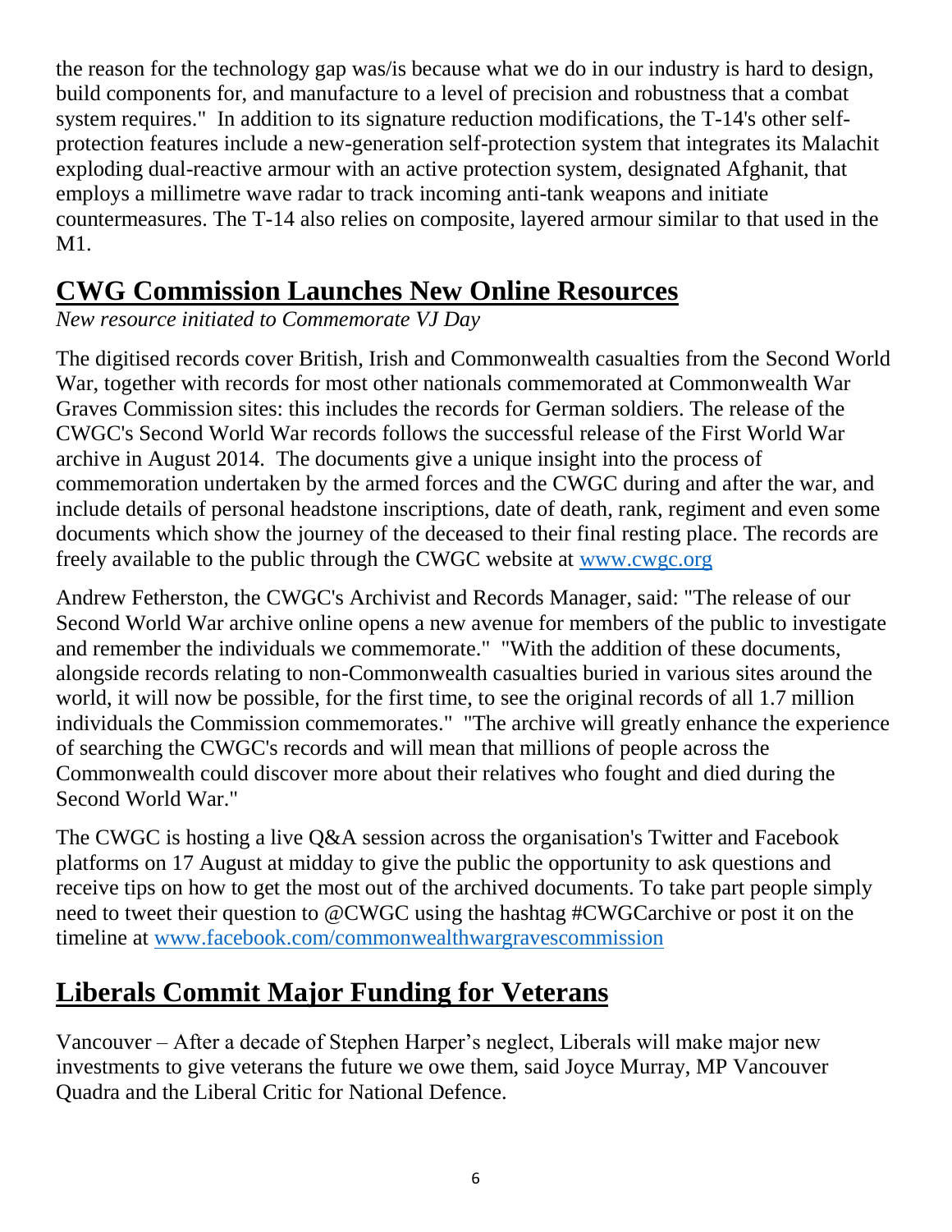the reason for the technology gap was/is because what we do in our industry is hard to design, build components for, and manufacture to a level of precision and robustness that a combat system requires." In addition to its signature reduction modifications, the T-14's other self-protection features include a new-generation self-protection system that integrates its Malachit exploding dual-reactive armour with an active protection system, designated Afghanit, that employs a millimetre wave radar to track incoming anti-tank weapons and initiate countermeasures. The T-14 also relies on composite, layered armour similar to that used in the M1.

## CWG Commission Launches New Online Resources

*New resource initiated to Commemorate VJ Day*

The digitised records cover British, Irish and Commonwealth casualties from the Second World War, together with records for most other nationals commemorated at Commonwealth War Graves Commission sites: this includes the records for German soldiers. The release of the CWGC's Second World War records follows the successful release of the First World War archive in August 2014. The documents give a unique insight into the process of commemoration undertaken by the armed forces and the CWGC during and after the war, and include details of personal headstone inscriptions, date of death, rank, regiment and even some documents which show the journey of the deceased to their final resting place. The records are freely available to the public through the CWGC website at [www.cwgc.org](http://www.cwgc.org)

Andrew Fetherston, the CWGC's Archivist and Records Manager, said: "The release of our Second World War archive online opens a new avenue for members of the public to investigate and remember the individuals we commemorate." "With the addition of these documents, alongside records relating to non-Commonwealth casualties buried in various sites around the world, it will now be possible, for the first time, to see the original records of all 1.7 million individuals the Commission commemorates." "The archive will greatly enhance the experience of searching the CWGC's records and will mean that millions of people across the Commonwealth could discover more about their relatives who fought and died during the Second World War."

The CWGC is hosting a live Q&A session across the organisation's Twitter and Facebook platforms on 17 August at midday to give the public the opportunity to ask questions and receive tips on how to get the most out of the archived documents. To take part people simply need to tweet their question to @CWGC using the hashtag #CWGCarchive or post it on the timeline at [www.facebook.com/commonwealthwargravescommission](http://www.facebook.com/commonwealthwargravescommission)

## Liberals Commit Major Funding for Veterans

Vancouver – After a decade of Stephen Harper's neglect, Liberals will make major new investments to give veterans the future we owe them, said Joyce Murray, MP Vancouver Quadra and the Liberal Critic for National Defence.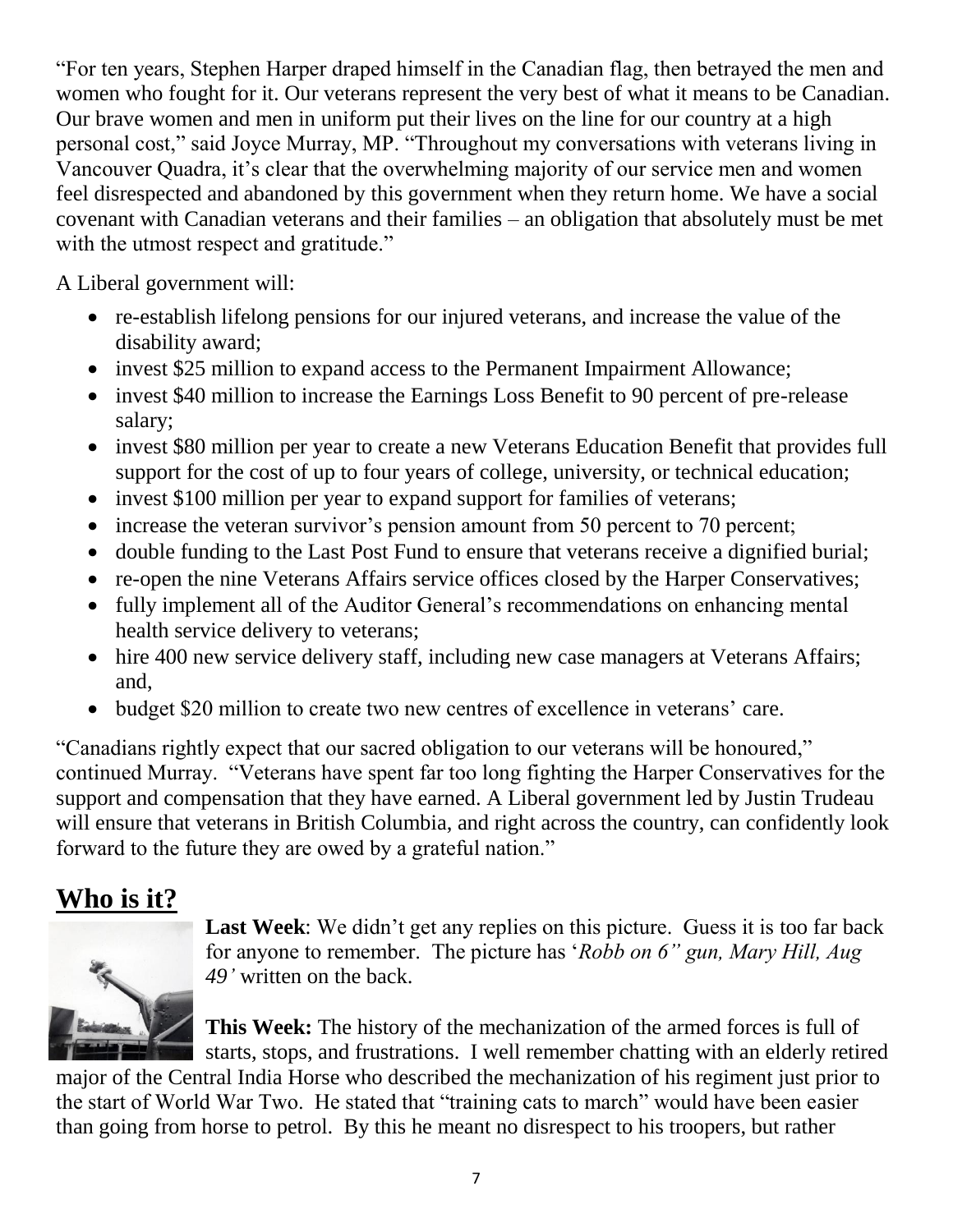"For ten years, Stephen Harper draped himself in the Canadian flag, then betrayed the men and women who fought for it. Our veterans represent the very best of what it means to be Canadian. Our brave women and men in uniform put their lives on the line for our country at a high personal cost," said Joyce Murray, MP. "Throughout my conversations with veterans living in Vancouver Quadra, it's clear that the overwhelming majority of our service men and women feel disrespected and abandoned by this government when they return home. We have a social covenant with Canadian veterans and their families – an obligation that absolutely must be met with the utmost respect and gratitude."

A Liberal government will:

- re-establish lifelong pensions for our injured veterans, and increase the value of the disability award;
- invest $25 million to expand access to the Permanent Impairment Allowance;
- invest $40 million to increase the Earnings Loss Benefit to 90 percent of pre-release salary;
- invest $80 million per year to create a new Veterans Education Benefit that provides full support for the cost of up to four years of college, university, or technical education;
- invest $100 million per year to expand support for families of veterans;
- increase the veteran survivor's pension amount from 50 percent to 70 percent;
- double funding to the Last Post Fund to ensure that veterans receive a dignified burial;
- re-open the nine Veterans Affairs service offices closed by the Harper Conservatives;
- fully implement all of the Auditor General's recommendations on enhancing mental health service delivery to veterans;
- hire 400 new service delivery staff, including new case managers at Veterans Affairs; and,
- budget $20 million to create two new centres of excellence in veterans' care.

"Canadians rightly expect that our sacred obligation to our veterans will be honoured," continued Murray. "Veterans have spent far too long fighting the Harper Conservatives for the support and compensation that they have earned. A Liberal government led by Justin Trudeau will ensure that veterans in British Columbia, and right across the country, can confidently look forward to the future they are owed by a grateful nation."

## Who is it?

**Last Week**: We didn't get any replies on this picture. Guess it is too far back for anyone to remember. The picture has '*Robb on 6" gun, Mary Hill, Aug 49'* written on the back.

**This Week:** The history of the mechanization of the armed forces is full of starts, stops, and frustrations. I well remember chatting with an elderly retired major of the Central India Horse who described the mechanization of his regiment just prior to the start of World War Two. He stated that "training cats to march" would have been easier than going from horse to petrol. By this he meant no disrespect to his troopers, but rather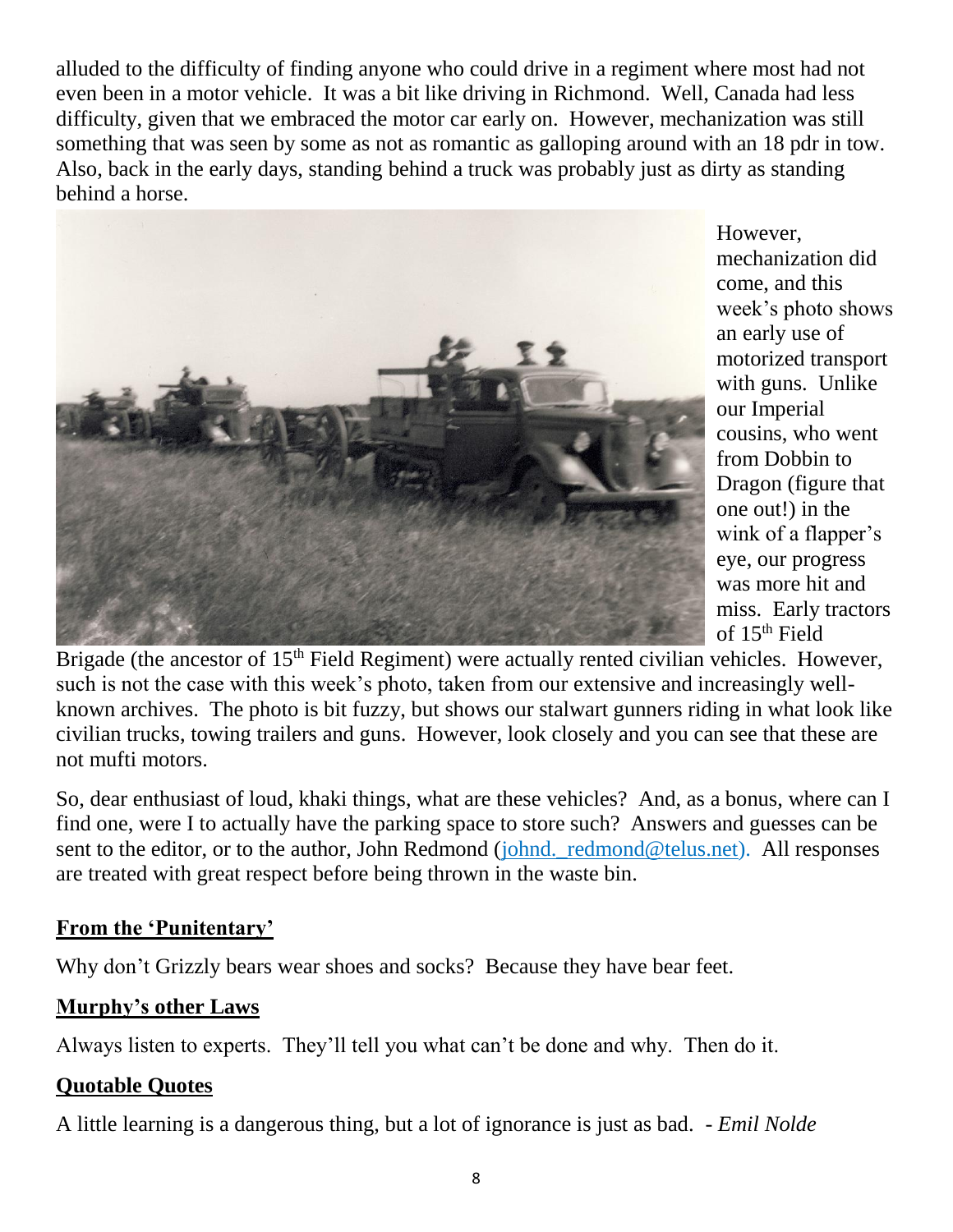alluded to the difficulty of finding anyone who could drive in a regiment where most had not even been in a motor vehicle. It was a bit like driving in Richmond. Well, Canada had less difficulty, given that we embraced the motor car early on. However, mechanization was still something that was seen by some as not as romantic as galloping around with an 18 pdr in tow. Also, back in the early days, standing behind a truck was probably just as dirty as standing behind a horse.

However, mechanization did come, and this week's photo shows an early use of motorized transport with guns. Unlike our Imperial cousins, who went from Dobbin to Dragon (figure that one out!) in the wink of a flapper's eye, our progress was more hit and miss. Early tractors of 15th Field Brigade (the ancestor of 15th Field Regiment) were actually rented civilian vehicles. However, such is not the case with this week's photo, taken from our extensive and increasingly well-known archives. The photo is bit fuzzy, but shows our stalwart gunners riding in what look like civilian trucks, towing trailers and guns. However, look closely and you can see that these are not mufti motors.

So, dear enthusiast of loud, khaki things, what are these vehicles? And, as a bonus, where can I find one, were I to actually have the parking space to store such? Answers and guesses can be sent to the editor, or to the author, John Redmond (johnd._redmond@telus.net). All responses are treated with great respect before being thrown in the waste bin.

## From the 'Punitentary'

Why don't Grizzly bears wear shoes and socks? Because they have bear feet.

## Murphy's other Laws

Always listen to experts. They'll tell you what can't be done and why. Then do it.

## Quotable Quotes

A little learning is a dangerous thing, but a lot of ignorance is just as bad. - *Emil Nolde*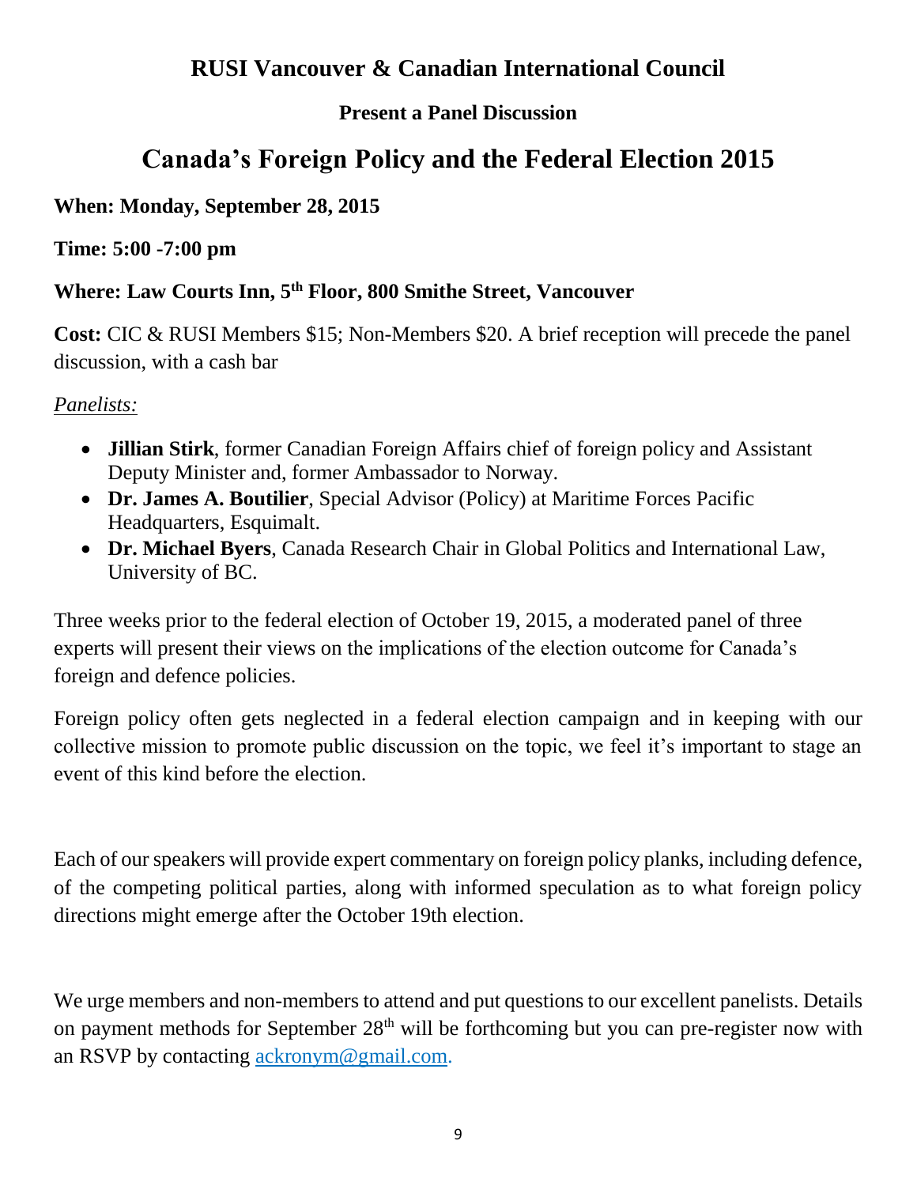## RUSI Vancouver & Canadian International Council

### Present a Panel Discussion

# Canada's Foreign Policy and the Federal Election 2015

**When: Monday, September 28, 2015**

**Time: 5:00 -7:00 pm**

**Where: Law Courts Inn, 5th Floor, 800 Smithe Street, Vancouver**

**Cost:** CIC & RUSI Members $15; Non-Members $20. A brief reception will precede the panel discussion, with a cash bar

*Panelists:*

- **Jillian Stirk**, former Canadian Foreign Affairs chief of foreign policy and Assistant Deputy Minister and, former Ambassador to Norway.
- **Dr. James A. Boutilier**, Special Advisor (Policy) at Maritime Forces Pacific Headquarters, Esquimalt.
- **Dr. Michael Byers**, Canada Research Chair in Global Politics and International Law, University of BC.

Three weeks prior to the federal election of October 19, 2015, a moderated panel of three experts will present their views on the implications of the election outcome for Canada's foreign and defence policies.

Foreign policy often gets neglected in a federal election campaign and in keeping with our collective mission to promote public discussion on the topic, we feel it's important to stage an event of this kind before the election.

Each of our speakers will provide expert commentary on foreign policy planks, including defence, of the competing political parties, along with informed speculation as to what foreign policy directions might emerge after the October 19th election.

We urge members and non-members to attend and put questions to our excellent panelists. Details on payment methods for September 28th will be forthcoming but you can pre-register now with an RSVP by contacting ackronym@gmail.com.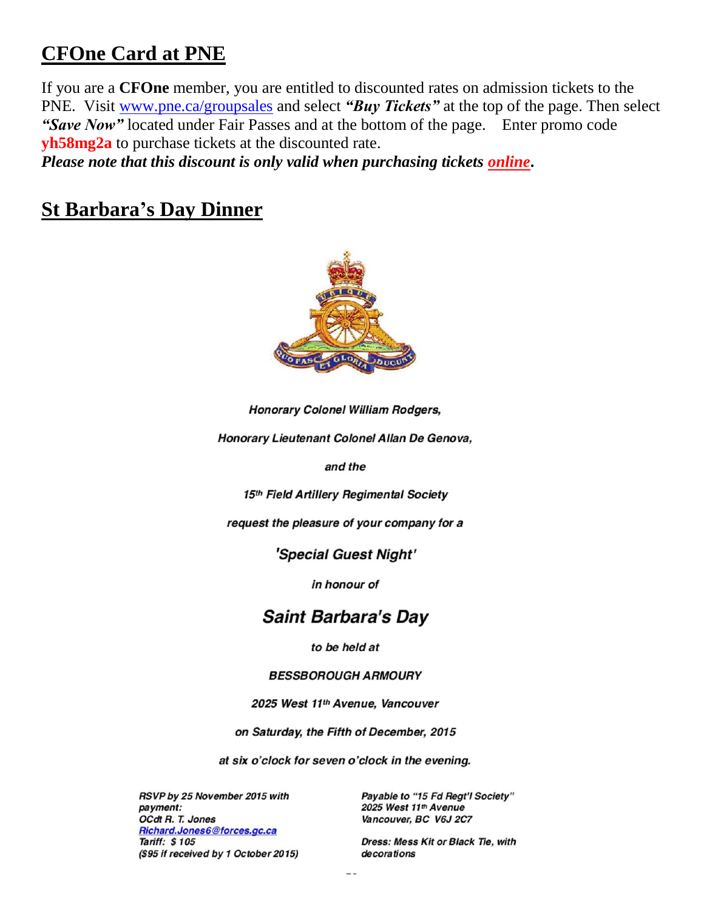## CFOne Card at PNE

If you are a **CFOne** member, you are entitled to discounted rates on admission tickets to the PNE. Visit www.pne.ca/groupsales and select ***"Buy Tickets"*** at the top of the page. Then select ***"Save Now"*** located under Fair Passes and at the bottom of the page. Enter promo code **yh58mg2a** to purchase tickets at the discounted rate.
***Please note that this discount is only valid when purchasing tickets online.***

## St Barbara's Day Dinner

*Honorary Colonel William Rodgers,*

*Honorary Lieutenant Colonel Allan De Genova,*

*and the*

*15th Field Artillery Regimental Society*

*request the pleasure of your company for a*

***'Special Guest Night'***

*in honour of*

***Saint Barbara's Day***

*to be held at*

***BESSBOROUGH ARMOURY***

*2025 West 11th Avenue, Vancouver*

*on Saturday, the Fifth of December, 2015*

*at six o'clock for seven o'clock in the evening.*

*RSVP by 25 November 2015 with payment:*
*OCdt R. T. Jones*
*Richard.Jones6@forces.gc.ca*
*Tariff: $ 105*
*($95 if received by 1 October 2015)*

*Payable to "15 Fd Regt'l Society"*
*2025 West 11th Avenue*
*Vancouver, BC V6J 2C7*

*Dress: Mess Kit or Black Tie, with decorations*